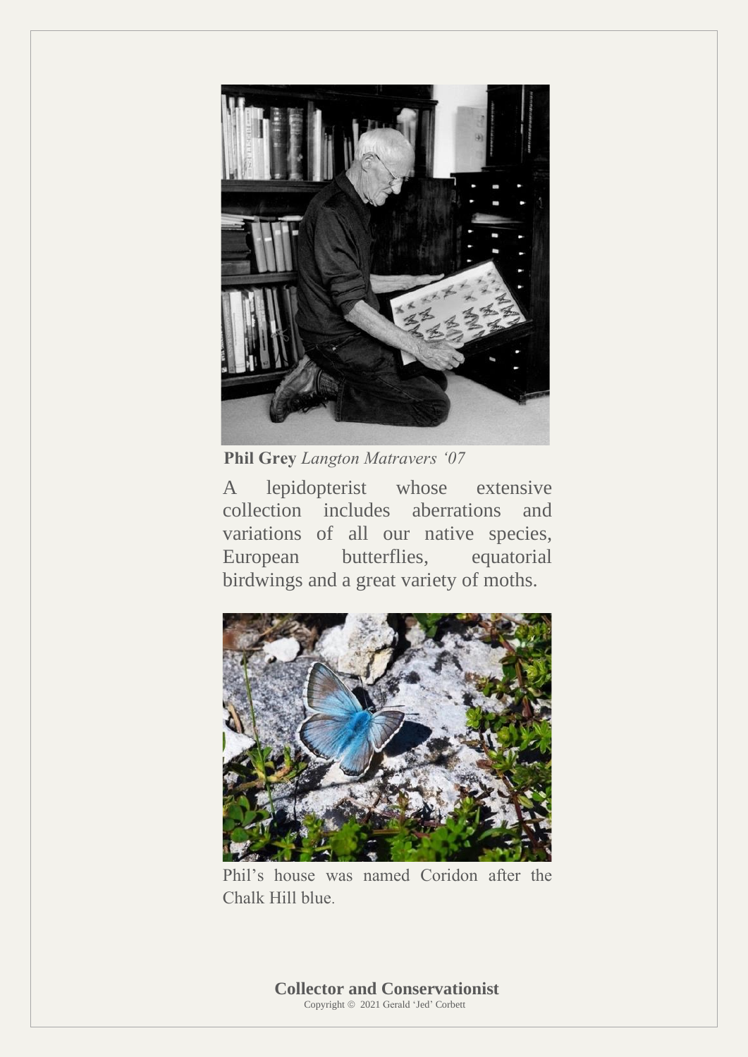**Phil Grey** *Langton Matravers '07*

A lepidopterist whose extensive collection includes aberrations and variations of all our native species, European butterflies, equatorial birdwings and a great variety of moths.

Phil's house was named Coridon after the Chalk Hill blue.

**Collector and Conservationist**

Copyright © 2021 Gerald 'Jed' Corbett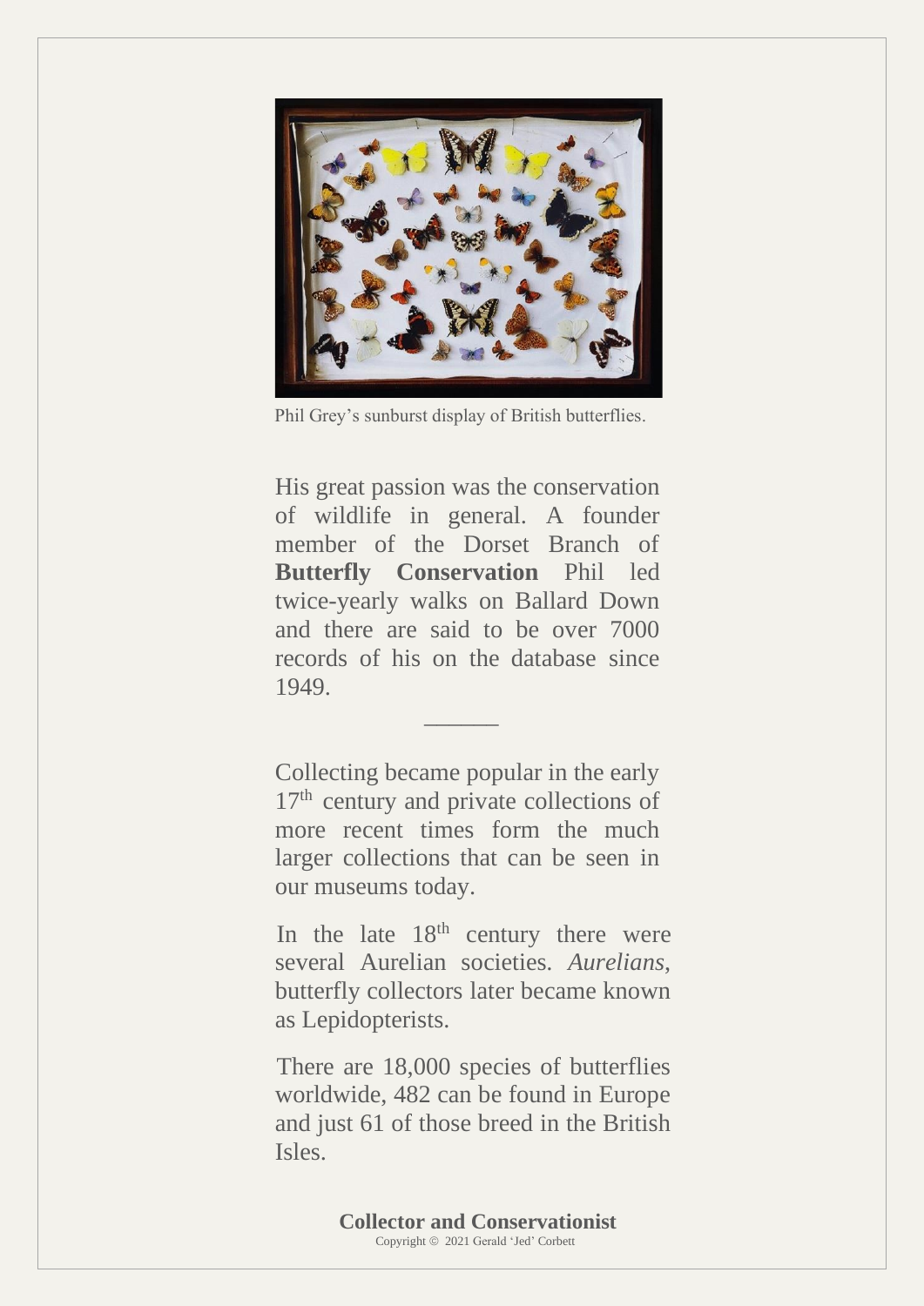Phil Grey's sunburst display of British butterflies.

His great passion was the conservation of wildlife in general. A founder member of the Dorset Branch of **Butterfly Conservation** Phil led twice-yearly walks on Ballard Down and there are said to be over 7000 records of his on the database since 1949.

———

Collecting became popular in the early 17$^{th}$ century and private collections of more recent times form the much larger collections that can be seen in our museums today.

In the late 18$^{th}$ century there were several Aurelian societies. *Aurelians*, butterfly collectors later became known as Lepidopterists.

There are 18,000 species of butterflies worldwide, 482 can be found in Europe and just 61 of those breed in the British Isles.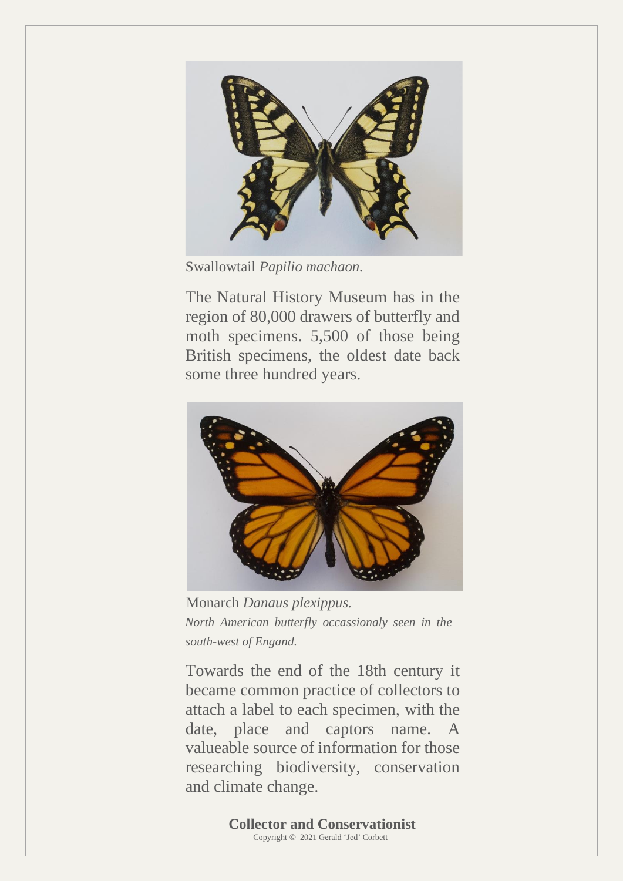Swallowtail *Papilio machaon*.

The Natural History Museum has in the region of 80,000 drawers of butterfly and moth specimens. 5,500 of those being British specimens, the oldest date back some three hundred years.

Monarch *Danaus plexippus.*

*North American butterfly occassionaly seen in the south-west of Engand.*

Towards the end of the 18th century it became common practice of collectors to attach a label to each specimen, with the date, place and captors name. A valueable source of information for those researching biodiversity, conservation and climate change.

**Collector and Conservationist**

Copyright © 2021 Gerald 'Jed' Corbett